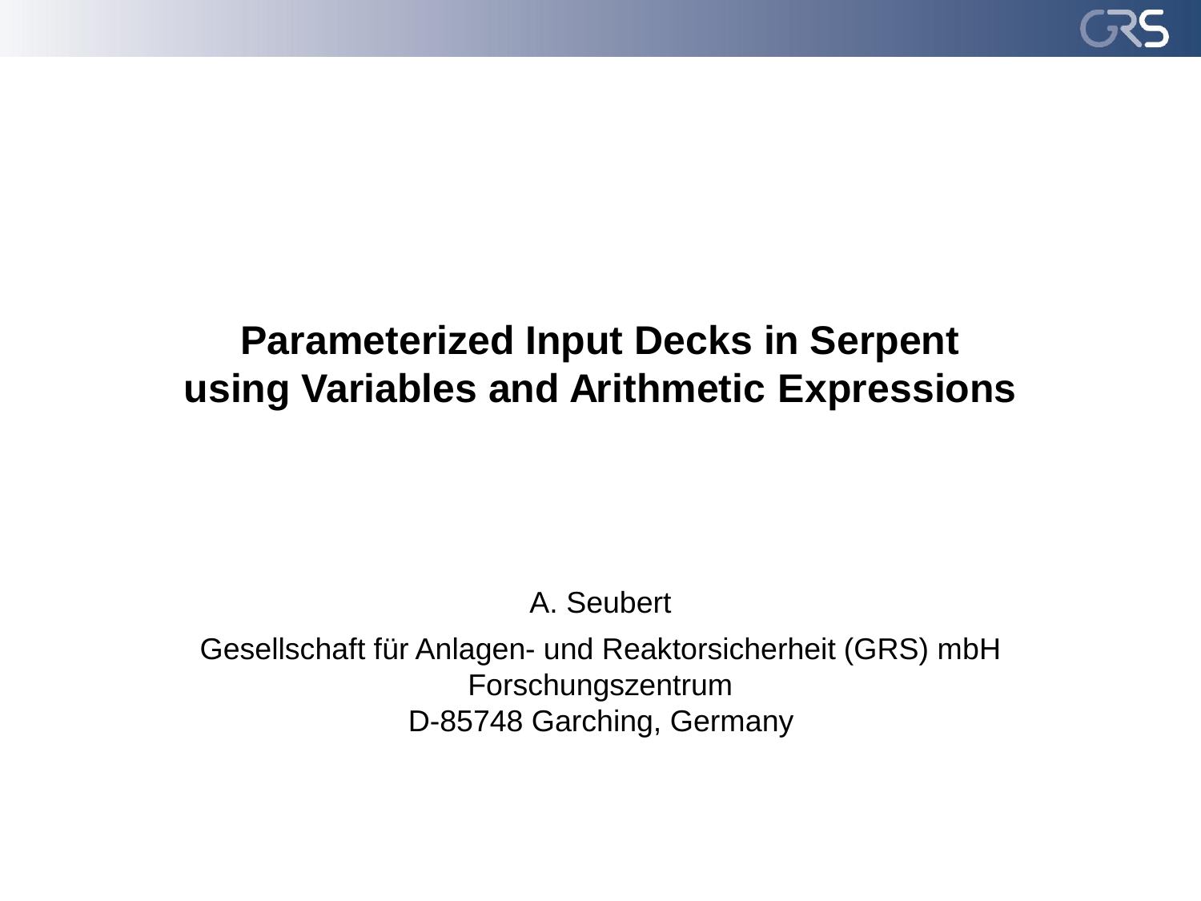# Parameterized Input Decks in Serpent using Variables and Arithmetic Expressions

A. Seubert

Gesellschaft für Anlagen- und Reaktorsicherheit (GRS) mbH
Forschungszentrum
D-85748 Garching, Germany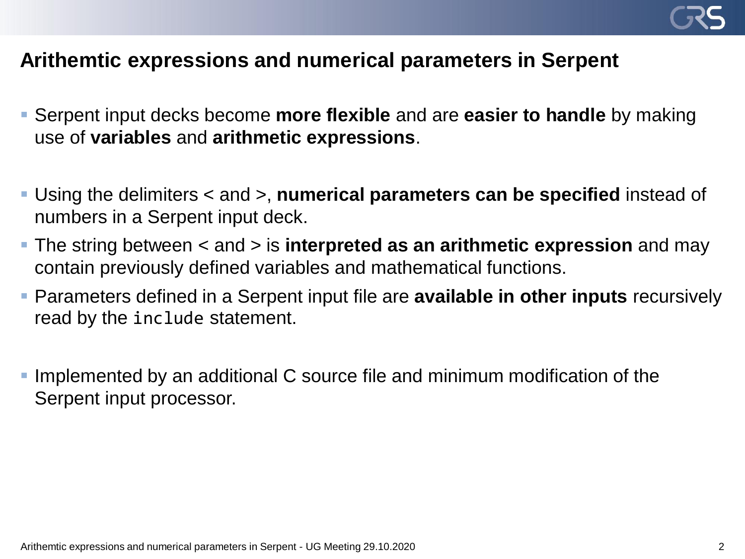## Arithemtic expressions and numerical parameters in Serpent

- Serpent input decks become **more flexible** and are **easier to handle** by making use of **variables** and **arithmetic expressions**.

- Using the delimiters < and >, **numerical parameters can be specified** instead of numbers in a Serpent input deck.
- The string between < and > is **interpreted as an arithmetic expression** and may contain previously defined variables and mathematical functions.
- Parameters defined in a Serpent input file are **available in other inputs** recursively read by the `include` statement.

- Implemented by an additional C source file and minimum modification of the Serpent input processor.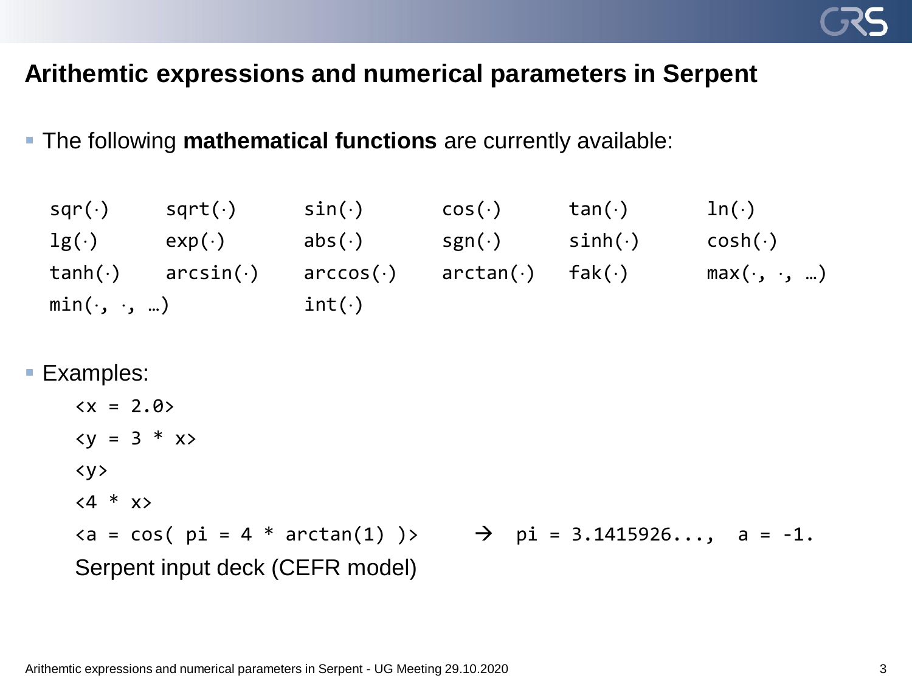## Arithemtic expressions and numerical parameters in Serpent

- The following **mathematical functions** are currently available:

```
sqr(·)      sqrt(·)      sin(·)       cos(·)      tan(·)      ln(·)
lg(·)       exp(·)       abs(·)       sgn(·)      sinh(·)     cosh(·)
tanh(·)     arcsin(·)    arccos(·)    arctan(·)   fak(·)      max(·, ·, …)
min(·, ·, …)             int(·)
```

- Examples:

```
<x = 2.0>
<y = 3 * x>
<y>
<4 * x>
<a = cos( pi = 4 * arctan(1) )>      →  pi = 3.1415926...,  a = -1.
```

Serpent input deck (CEFR model)